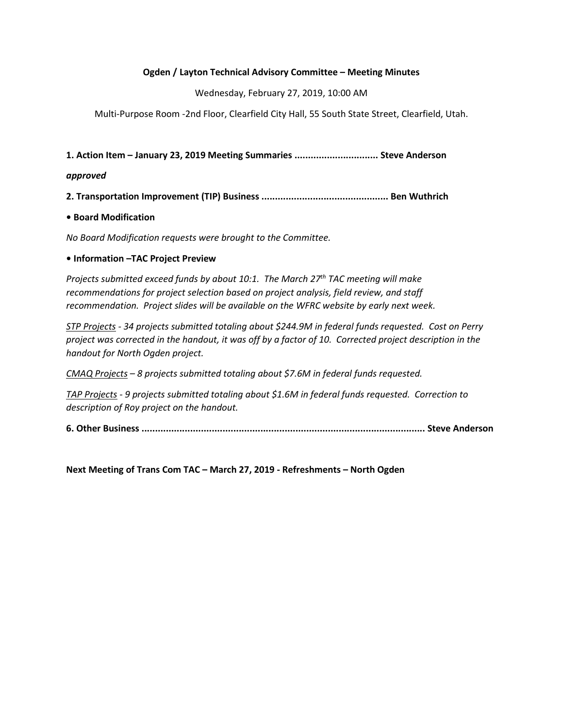**Ogden / Layton Technical Advisory Committee – Meeting Minutes**

Wednesday, February 27, 2019, 10:00 AM

Multi-Purpose Room -2nd Floor, Clearfield City Hall, 55 South State Street, Clearfield, Utah.

**1. Action Item – January 23, 2019 Meeting Summaries .............................. Steve Anderson**

***approved***

**2. Transportation Improvement (TIP) Business .............................................. Ben Wuthrich**

**• Board Modification**

*No Board Modification requests were brought to the Committee.*

**• Information –TAC Project Preview**

*Projects submitted exceed funds by about 10:1. The March 27th TAC meeting will make recommendations for project selection based on project analysis, field review, and staff recommendation. Project slides will be available on the WFRC website by early next week.*

*STP Projects - 34 projects submitted totaling about $244.9M in federal funds requested. Cost on Perry project was corrected in the handout, it was off by a factor of 10. Corrected project description in the handout for North Ogden project.*

*CMAQ Projects – 8 projects submitted totaling about $7.6M in federal funds requested.*

*TAP Projects - 9 projects submitted totaling about $1.6M in federal funds requested. Correction to description of Roy project on the handout.*

**6. Other Business ...................................................................................................... Steve Anderson**

**Next Meeting of Trans Com TAC – March 27, 2019 - Refreshments – North Ogden**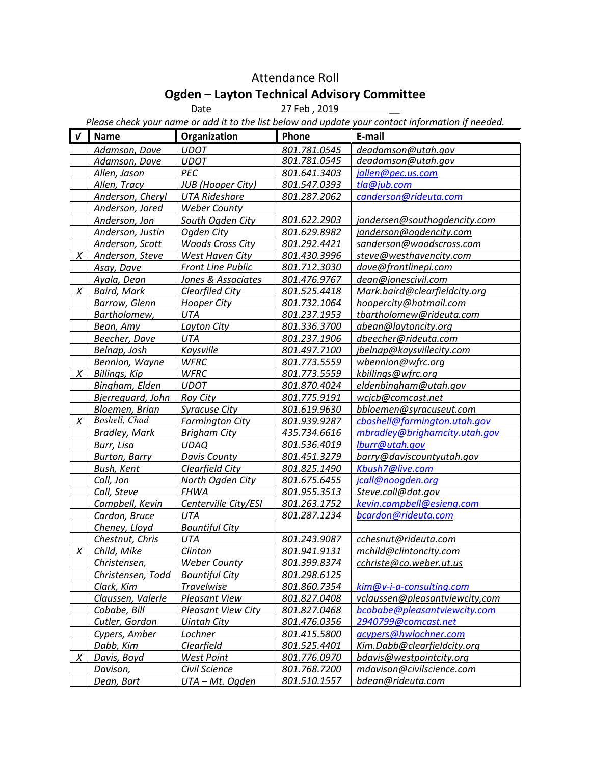# Attendance Roll

## Ogden – Layton Technical Advisory Committee

Date 27 Feb , 2019

*Please check your name or add it to the list below and update your contact information if needed.*

| √ | Name | Organization | Phone | E-mail |
|---|---|---|---|---|
| | Adamson, Dave | UDOT | 801.781.0545 | deadamson@utah.gov |
| | Adamson, Dave | UDOT | 801.781.0545 | deadamson@utah.gov |
| | Allen, Jason | PEC | 801.641.3403 | jallen@pec.us.com |
| | Allen, Tracy | JUB (Hooper City) | 801.547.0393 | tla@jub.com |
| | Anderson, Cheryl | UTA Rideshare | 801.287.2062 | canderson@rideuta.com |
| | Anderson, Jared | Weber County | | |
| | Anderson, Jon | South Ogden City | 801.622.2903 | jandersen@southogdencity.com |
| | Anderson, Justin | Ogden City | 801.629.8982 | janderson@ogdencity.com |
| | Anderson, Scott | Woods Cross City | 801.292.4421 | sanderson@woodscross.com |
| X | Anderson, Steve | West Haven City | 801.430.3996 | steve@westhavencity.com |
| | Asay, Dave | Front Line Public | 801.712.3030 | dave@frontlinepi.com |
| | Ayala, Dean | Jones & Associates | 801.476.9767 | dean@jonescivil.com |
| X | Baird, Mark | Clearfiled City | 801.525.4418 | Mark.baird@clearfieldcity.org |
| | Barrow, Glenn | Hooper City | 801.732.1064 | hoopercity@hotmail.com |
| | Bartholomew, | UTA | 801.237.1953 | tbartholomew@rideuta.com |
| | Bean, Amy | Layton City | 801.336.3700 | abean@laytoncity.org |
| | Beecher, Dave | UTA | 801.237.1906 | dbeecher@rideuta.com |
| | Belnap, Josh | Kaysville | 801.497.7100 | jbelnap@kaysvillecity.com |
| | Bennion, Wayne | WFRC | 801.773.5559 | wbennion@wfrc.org |
| X | Billings, Kip | WFRC | 801.773.5559 | kbillings@wfrc.org |
| | Bingham, Elden | UDOT | 801.870.4024 | eldenbingham@utah.gov |
| | Bjerreguard, John | Roy City | 801.775.9191 | wcjcb@comcast.net |
| | Bloemen, Brian | Syracuse City | 801.619.9630 | bbloemen@syracuseut.com |
| X | Boshell, Chad | Farmington City | 801.939.9287 | cboshell@farmington.utah.gov |
| | Bradley, Mark | Brigham City | 435.734.6616 | mbradley@brighamcity.utah.gov |
| | Burr, Lisa | UDAQ | 801.536.4019 | lburr@utah.gov |
| | Burton, Barry | Davis County | 801.451.3279 | barry@daviscountyutah.gov |
| | Bush, Kent | Clearfield City | 801.825.1490 | Kbush7@live.com |
| | Call, Jon | North Ogden City | 801.675.6455 | jcall@noogden.org |
| | Call, Steve | FHWA | 801.955.3513 | Steve.call@dot.gov |
| | Campbell, Kevin | Centerville City/ESI | 801.263.1752 | kevin.campbell@esieng.com |
| | Cardon, Bruce | UTA | 801.287.1234 | bcardon@rideuta.com |
| | Cheney, Lloyd | Bountiful City | | |
| | Chestnut, Chris | UTA | 801.243.9087 | cchesnut@rideuta.com |
| X | Child, Mike | Clinton | 801.941.9131 | mchild@clintoncity.com |
| | Christensen, | Weber County | 801.399.8374 | cchriste@co.weber.ut.us |
| | Christensen, Todd | Bountiful City | 801.298.6125 | |
| | Clark, Kim | Travelwise | 801.860.7354 | kim@v-i-a-consulting.com |
| | Claussen, Valerie | Pleasant View | 801.827.0408 | vclaussen@pleasantviewcity,com |
| | Cobabe, Bill | Pleasant View City | 801.827.0468 | bcobabe@pleasantviewcity.com |
| | Cutler, Gordon | Uintah City | 801.476.0356 | 2940799@comcast.net |
| | Cypers, Amber | Lochner | 801.415.5800 | acypers@hwlochner.com |
| | Dabb, Kim | Clearfield | 801.525.4401 | Kim.Dabb@clearfieldcity.org |
| X | Davis, Boyd | West Point | 801.776.0970 | bdavis@westpointcity.org |
| | Davison, | Civil Science | 801.768.7200 | mdavison@civilscience.com |
| | Dean, Bart | UTA – Mt. Ogden | 801.510.1557 | bdean@rideuta.com |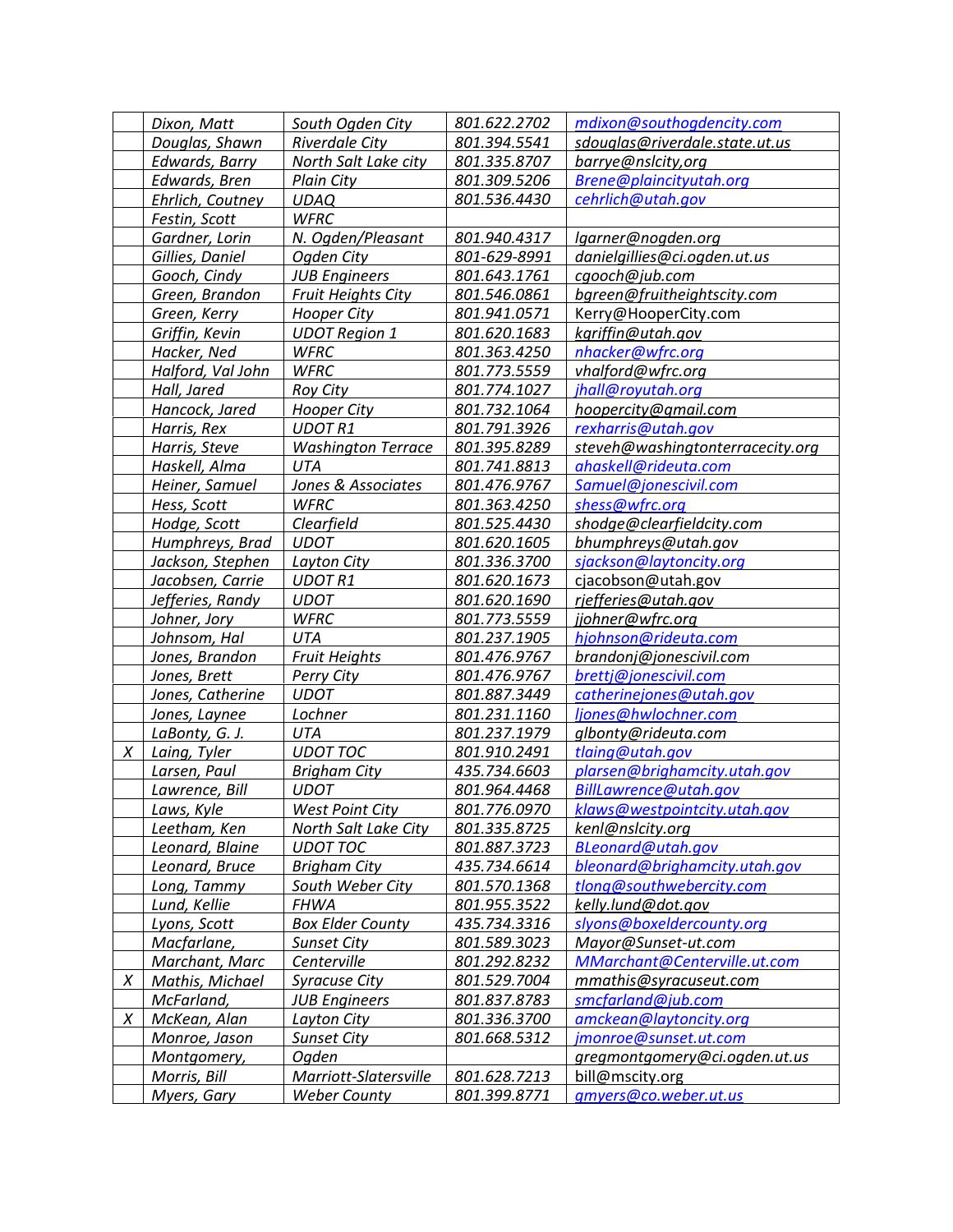|  | Dixon, Matt | South Ogden City | 801.622.2702 | mdixon@southogdencity.com |
|---|---|---|---|---|
|  | Douglas, Shawn | Riverdale City | 801.394.5541 | sdouglas@riverdale.state.ut.us |
|  | Edwards, Barry | North Salt Lake city | 801.335.8707 | barrye@nslcity,org |
|  | Edwards, Bren | Plain City | 801.309.5206 | Brene@plaincityutah.org |
|  | Ehrlich, Coutney | UDAQ | 801.536.4430 | cehrlich@utah.gov |
|  | Festin, Scott | WFRC |  |  |
|  | Gardner, Lorin | N. Ogden/Pleasant | 801.940.4317 | lgarner@nogden.org |
|  | Gillies, Daniel | Ogden City | 801-629-8991 | danielgillies@ci.ogden.ut.us |
|  | Gooch, Cindy | JUB Engineers | 801.643.1761 | cgooch@jub.com |
|  | Green, Brandon | Fruit Heights City | 801.546.0861 | bgreen@fruitheightscity.com |
|  | Green, Kerry | Hooper City | 801.941.0571 | Kerry@HooperCity.com |
|  | Griffin, Kevin | UDOT Region 1 | 801.620.1683 | kgriffin@utah.gov |
|  | Hacker, Ned | WFRC | 801.363.4250 | nhacker@wfrc.org |
|  | Halford, Val John | WFRC | 801.773.5559 | vhalford@wfrc.org |
|  | Hall, Jared | Roy City | 801.774.1027 | jhall@royutah.org |
|  | Hancock, Jared | Hooper City | 801.732.1064 | hoopercity@gmail.com |
|  | Harris, Rex | UDOT R1 | 801.791.3926 | rexharris@utah.gov |
|  | Harris, Steve | Washington Terrace | 801.395.8289 | steveh@washingtonterracecity.org |
|  | Haskell, Alma | UTA | 801.741.8813 | ahaskell@rideuta.com |
|  | Heiner, Samuel | Jones & Associates | 801.476.9767 | Samuel@jonescivil.com |
|  | Hess, Scott | WFRC | 801.363.4250 | shess@wfrc.org |
|  | Hodge, Scott | Clearfield | 801.525.4430 | shodge@clearfieldcity.com |
|  | Humphreys, Brad | UDOT | 801.620.1605 | bhumphreys@utah.gov |
|  | Jackson, Stephen | Layton City | 801.336.3700 | sjackson@laytoncity.org |
|  | Jacobsen, Carrie | UDOT R1 | 801.620.1673 | cjacobson@utah.gov |
|  | Jefferies, Randy | UDOT | 801.620.1690 | rjefferies@utah.gov |
|  | Johner, Jory | WFRC | 801.773.5559 | jjohner@wfrc.org |
|  | Johnson, Hal | UTA | 801.237.1905 | hjohnson@rideuta.com |
|  | Jones, Brandon | Fruit Heights | 801.476.9767 | brandonj@jonescivil.com |
|  | Jones, Brett | Perry City | 801.476.9767 | brettj@jonescivil.com |
|  | Jones, Catherine | UDOT | 801.887.3449 | catherinejones@utah.gov |
|  | Jones, Laynee | Lochner | 801.231.1160 | ljones@hwlochner.com |
|  | LaBonty, G. J. | UTA | 801.237.1979 | glbonty@rideuta.com |
| X | Laing, Tyler | UDOT TOC | 801.910.2491 | tlaing@utah.gov |
|  | Larsen, Paul | Brigham City | 435.734.6603 | plarsen@brighamcity.utah.gov |
|  | Lawrence, Bill | UDOT | 801.964.4468 | BillLawrence@utah.gov |
|  | Laws, Kyle | West Point City | 801.776.0970 | klaws@westpointcity.utah.gov |
|  | Leetham, Ken | North Salt Lake City | 801.335.8725 | kenl@nslcity.org |
|  | Leonard, Blaine | UDOT TOC | 801.887.3723 | BLeonard@utah.gov |
|  | Leonard, Bruce | Brigham City | 435.734.6614 | bleonard@brighamcity.utah.gov |
|  | Long, Tammy | South Weber City | 801.570.1368 | tlong@southwebercity.com |
|  | Lund, Kellie | FHWA | 801.955.3522 | kelly.lund@dot.gov |
|  | Lyons, Scott | Box Elder County | 435.734.3316 | slyons@boxeldercounty.org |
|  | Macfarlane, | Sunset City | 801.589.3023 | Mayor@Sunset-ut.com |
|  | Marchant, Marc | Centerville | 801.292.8232 | MMarchant@Centerville.ut.com |
| X | Mathis, Michael | Syracuse City | 801.529.7004 | mmathis@syracuseut.com |
|  | McFarland, | JUB Engineers | 801.837.8783 | smcfarland@jub.com |
| X | McKean, Alan | Layton City | 801.336.3700 | amckean@laytoncity.org |
|  | Monroe, Jason | Sunset City | 801.668.5312 | jmonroe@sunset.ut.com |
|  | Montgomery, | Ogden |  | gregmontgomery@ci.ogden.ut.us |
|  | Morris, Bill | Marriott-Slatersville | 801.628.7213 | bill@mscity.org |
|  | Myers, Gary | Weber County | 801.399.8771 | gmyers@co.weber.ut.us |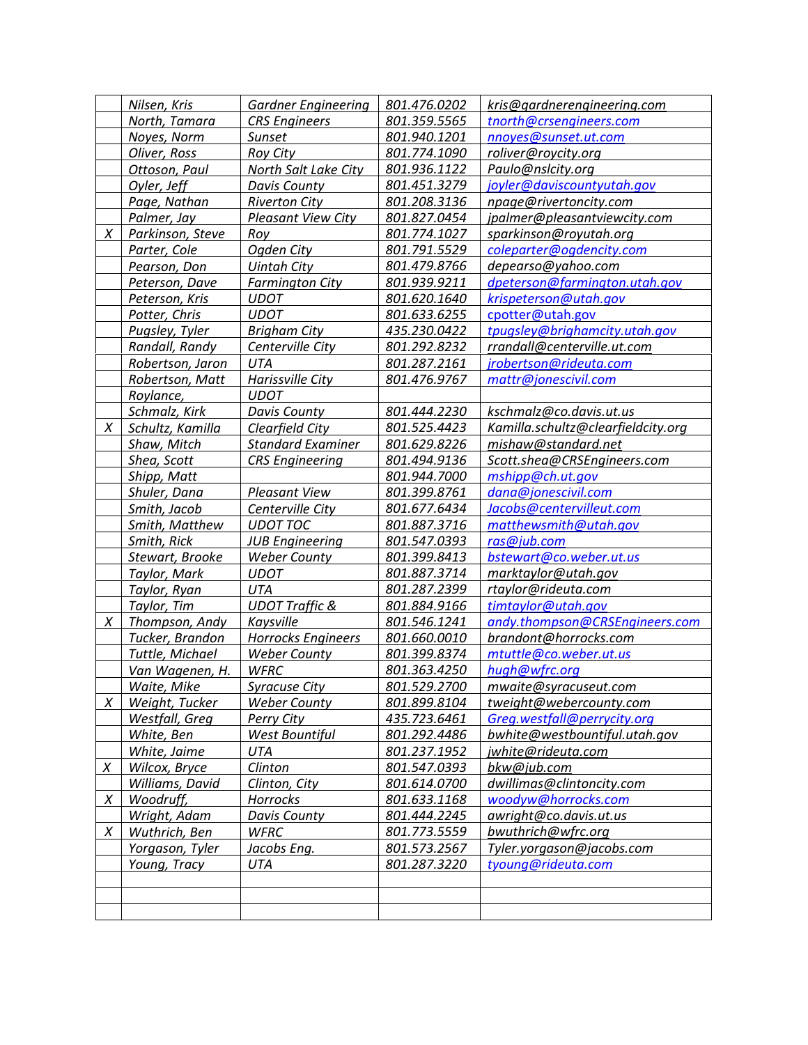| | | | | |
|---|---|---|---|---|
| | Nilsen, Kris | Gardner Engineering | 801.476.0202 | kris@gardnerengineering.com |
| | North, Tamara | CRS Engineers | 801.359.5565 | tnorth@crsengineers.com |
| | Noyes, Norm | Sunset | 801.940.1201 | nnoyes@sunset.ut.com |
| | Oliver, Ross | Roy City | 801.774.1090 | roliver@roycity.org |
| | Ottoson, Paul | North Salt Lake City | 801.936.1122 | Paulo@nslcity.org |
| | Oyler, Jeff | Davis County | 801.451.3279 | joyler@daviscountyutah.gov |
| | Page, Nathan | Riverton City | 801.208.3136 | npage@rivertoncity.com |
| | Palmer, Jay | Pleasant View City | 801.827.0454 | jpalmer@pleasantviewcity.com |
| X | Parkinson, Steve | Roy | 801.774.1027 | sparkinson@royutah.org |
| | Parter, Cole | Ogden City | 801.791.5529 | coleparter@ogdencity.com |
| | Pearson, Don | Uintah City | 801.479.8766 | depearso@yahoo.com |
| | Peterson, Dave | Farmington City | 801.939.9211 | dpeterson@farmington.utah.gov |
| | Peterson, Kris | UDOT | 801.620.1640 | krispeterson@utah.gov |
| | Potter, Chris | UDOT | 801.633.6255 | cpotter@utah.gov |
| | Pugsley, Tyler | Brigham City | 435.230.0422 | tpugsley@brighamcity.utah.gov |
| | Randall, Randy | Centerville City | 801.292.8232 | rrandall@centerville.ut.com |
| | Robertson, Jaron | UTA | 801.287.2161 | jrobertson@rideuta.com |
| | Robertson, Matt | Harissville City | 801.476.9767 | mattr@jonescivil.com |
| | Roylance, | UDOT | | |
| | Schmalz, Kirk | Davis County | 801.444.2230 | kschmalz@co.davis.ut.us |
| X | Schultz, Kamilla | Clearfield City | 801.525.4423 | Kamilla.schultz@clearfieldcity.org |
| | Shaw, Mitch | Standard Examiner | 801.629.8226 | mishaw@standard.net |
| | Shea, Scott | CRS Engineering | 801.494.9136 | Scott.shea@CRSEngineers.com |
| | Shipp, Matt | | 801.944.7000 | mshipp@ch.ut.gov |
| | Shuler, Dana | Pleasant View | 801.399.8761 | dana@jonescivil.com |
| | Smith, Jacob | Centerville City | 801.677.6434 | Jacobs@centervilleut.com |
| | Smith, Matthew | UDOT TOC | 801.887.3716 | matthewsmith@utah.gov |
| | Smith, Rick | JUB Engineering | 801.547.0393 | ras@jub.com |
| | Stewart, Brooke | Weber County | 801.399.8413 | bstewart@co.weber.ut.us |
| | Taylor, Mark | UDOT | 801.887.3714 | marktaylor@utah.gov |
| | Taylor, Ryan | UTA | 801.287.2399 | rtaylor@rideuta.com |
| | Taylor, Tim | UDOT Traffic & | 801.884.9166 | timtaylor@utah.gov |
| X | Thompson, Andy | Kaysville | 801.546.1241 | andy.thompson@CRSEngineers.com |
| | Tucker, Brandon | Horrocks Engineers | 801.660.0010 | brandont@horrocks.com |
| | Tuttle, Michael | Weber County | 801.399.8374 | mtuttle@co.weber.ut.us |
| | Van Wagenen, H. | WFRC | 801.363.4250 | hugh@wfrc.org |
| | Waite, Mike | Syracuse City | 801.529.2700 | mwaite@syracuseut.com |
| X | Weight, Tucker | Weber County | 801.899.8104 | tweight@webercounty.com |
| | Westfall, Greg | Perry City | 435.723.6461 | Greg.westfall@perrycity.org |
| | White, Ben | West Bountiful | 801.292.4486 | bwhite@westbountiful.utah.gov |
| | White, Jaime | UTA | 801.237.1952 | jwhite@rideuta.com |
| X | Wilcox, Bryce | Clinton | 801.547.0393 | bkw@jub.com |
| | Williams, David | Clinton, City | 801.614.0700 | dwillimas@clintoncity.com |
| X | Woodruff, | Horrocks | 801.633.1168 | woodyw@horrocks.com |
| | Wright, Adam | Davis County | 801.444.2245 | awright@co.davis.ut.us |
| X | Wuthrich, Ben | WFRC | 801.773.5559 | bwuthrich@wfrc.org |
| | Yorgason, Tyler | Jacobs Eng. | 801.573.2567 | Tyler.yorgason@jacobs.com |
| | Young, Tracy | UTA | 801.287.3220 | tyoung@rideuta.com |
| | | | | |
| | | | | |
| | | | | |